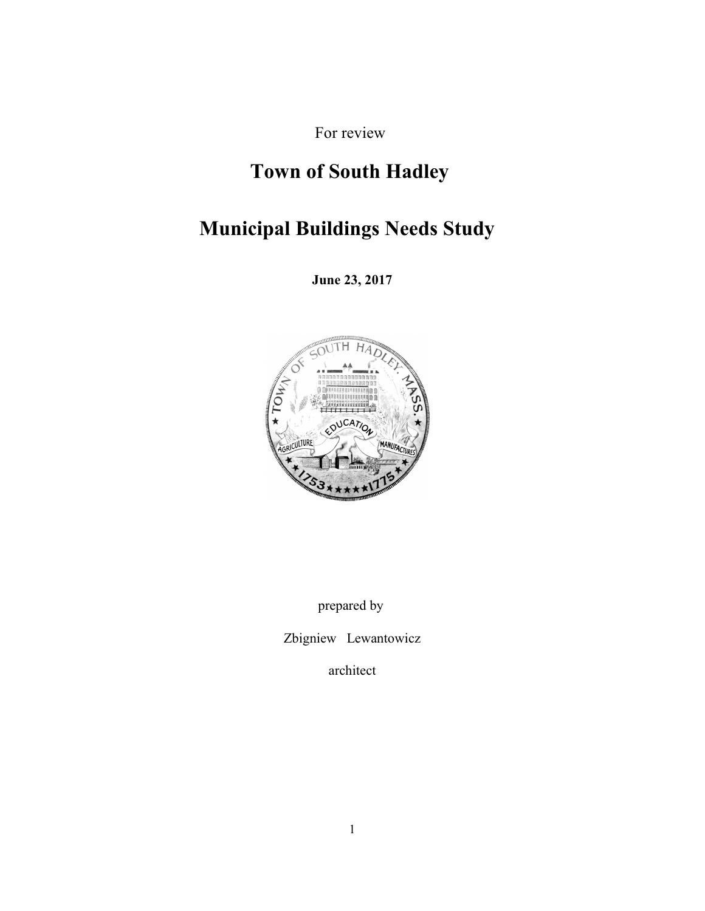For review

# Town of South Hadley

# Municipal Buildings Needs Study

**June 23, 2017**

prepared by

Zbigniew Lewantowicz

architect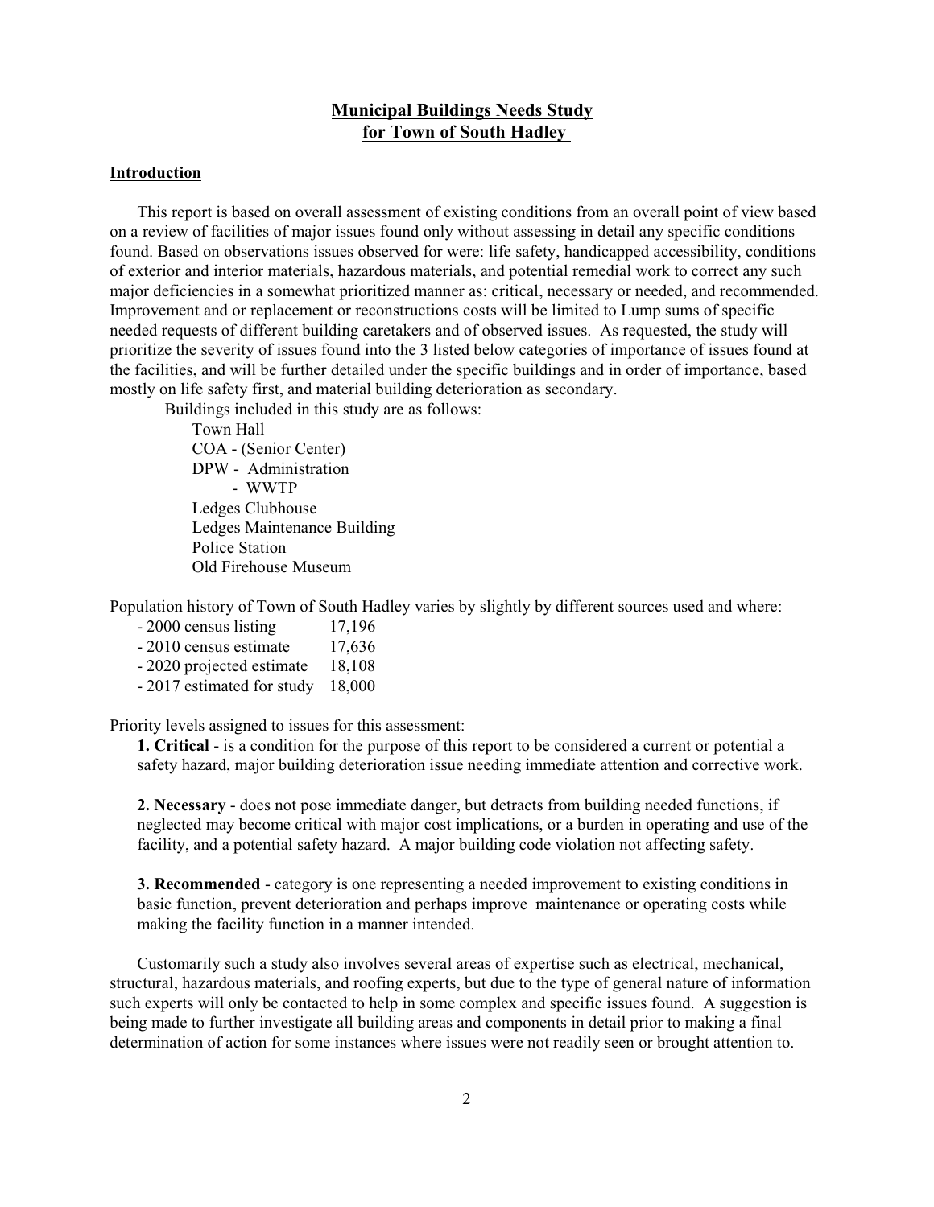# Municipal Buildings Needs Study for Town of South Hadley

## Introduction

This report is based on overall assessment of existing conditions from an overall point of view based on a review of facilities of major issues found only without assessing in detail any specific conditions found. Based on observations issues observed for were: life safety, handicapped accessibility, conditions of exterior and interior materials, hazardous materials, and potential remedial work to correct any such major deficiencies in a somewhat prioritized manner as: critical, necessary or needed, and recommended. Improvement and or replacement or reconstructions costs will be limited to Lump sums of specific needed requests of different building caretakers and of observed issues. As requested, the study will prioritize the severity of issues found into the 3 listed below categories of importance of issues found at the facilities, and will be further detailed under the specific buildings and in order of importance, based mostly on life safety first, and material building deterioration as secondary.

Buildings included in this study are as follows:

- Town Hall
- COA - (Senior Center)
- DPW - Administration
  - WWTP
- Ledges Clubhouse
- Ledges Maintenance Building
- Police Station
- Old Firehouse Museum

Population history of Town of South Hadley varies by slightly by different sources used and where:

- 2000 census listing 17,196
- 2010 census estimate 17,636
- 2020 projected estimate 18,108
- 2017 estimated for study 18,000

Priority levels assigned to issues for this assessment:

**1. Critical** - is a condition for the purpose of this report to be considered a current or potential a safety hazard, major building deterioration issue needing immediate attention and corrective work.

**2. Necessary** - does not pose immediate danger, but detracts from building needed functions, if neglected may become critical with major cost implications, or a burden in operating and use of the facility, and a potential safety hazard. A major building code violation not affecting safety.

**3. Recommended** - category is one representing a needed improvement to existing conditions in basic function, prevent deterioration and perhaps improve maintenance or operating costs while making the facility function in a manner intended.

Customarily such a study also involves several areas of expertise such as electrical, mechanical, structural, hazardous materials, and roofing experts, but due to the type of general nature of information such experts will only be contacted to help in some complex and specific issues found. A suggestion is being made to further investigate all building areas and components in detail prior to making a final determination of action for some instances where issues were not readily seen or brought attention to.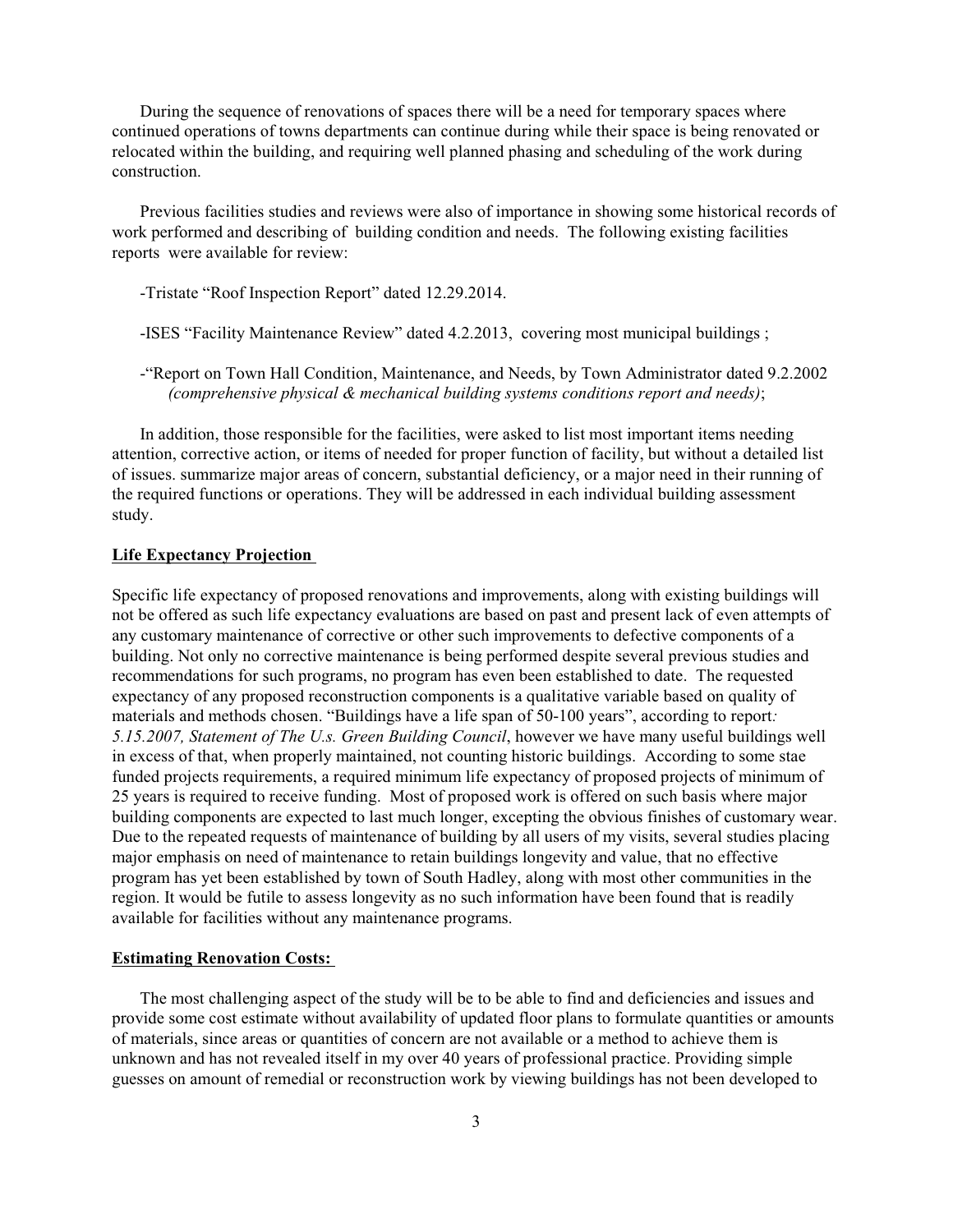During the sequence of renovations of spaces there will be a need for temporary spaces where continued operations of towns departments can continue during while their space is being renovated or relocated within the building, and requiring well planned phasing and scheduling of the work during construction.

Previous facilities studies and reviews were also of importance in showing some historical records of work performed and describing of building condition and needs. The following existing facilities reports were available for review:

-Tristate "Roof Inspection Report" dated 12.29.2014.

-ISES "Facility Maintenance Review" dated 4.2.2013, covering most municipal buildings ;

-"Report on Town Hall Condition, Maintenance, and Needs, by Town Administrator dated 9.2.2002 *(comprehensive physical & mechanical building systems conditions report and needs)*;

In addition, those responsible for the facilities, were asked to list most important items needing attention, corrective action, or items of needed for proper function of facility, but without a detailed list of issues. summarize major areas of concern, substantial deficiency, or a major need in their running of the required functions or operations. They will be addressed in each individual building assessment study.

## Life Expectancy Projection

Specific life expectancy of proposed renovations and improvements, along with existing buildings will not be offered as such life expectancy evaluations are based on past and present lack of even attempts of any customary maintenance of corrective or other such improvements to defective components of a building. Not only no corrective maintenance is being performed despite several previous studies and recommendations for such programs, no program has even been established to date. The requested expectancy of any proposed reconstruction components is a qualitative variable based on quality of materials and methods chosen. "Buildings have a life span of 50-100 years", according to report*: 5.15.2007, Statement of The U.s. Green Building Council*, however we have many useful buildings well in excess of that, when properly maintained, not counting historic buildings. According to some stae funded projects requirements, a required minimum life expectancy of proposed projects of minimum of 25 years is required to receive funding. Most of proposed work is offered on such basis where major building components are expected to last much longer, excepting the obvious finishes of customary wear. Due to the repeated requests of maintenance of building by all users of my visits, several studies placing major emphasis on need of maintenance to retain buildings longevity and value, that no effective program has yet been established by town of South Hadley, along with most other communities in the region. It would be futile to assess longevity as no such information have been found that is readily available for facilities without any maintenance programs.

## Estimating Renovation Costs:

The most challenging aspect of the study will be to be able to find and deficiencies and issues and provide some cost estimate without availability of updated floor plans to formulate quantities or amounts of materials, since areas or quantities of concern are not available or a method to achieve them is unknown and has not revealed itself in my over 40 years of professional practice. Providing simple guesses on amount of remedial or reconstruction work by viewing buildings has not been developed to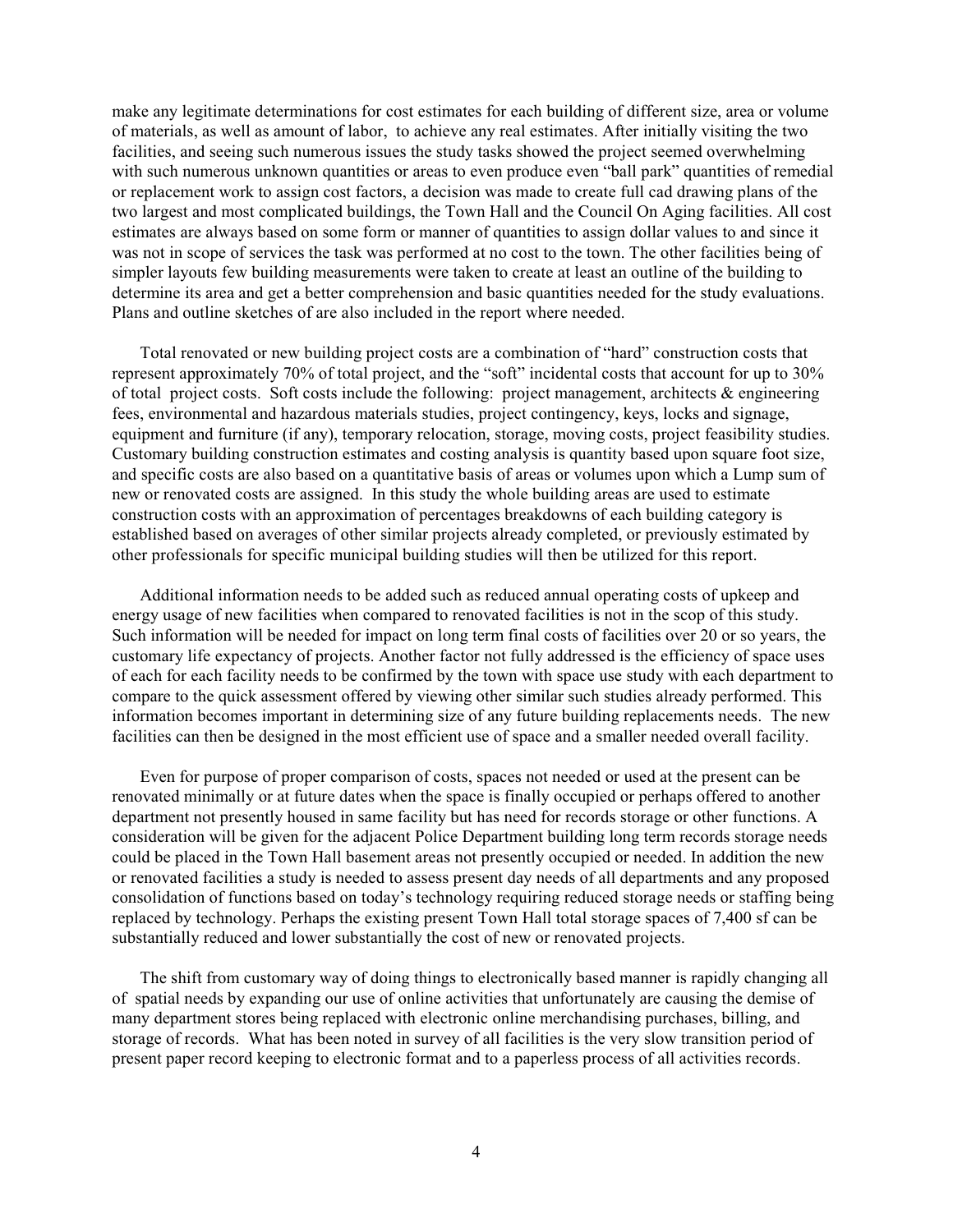make any legitimate determinations for cost estimates for each building of different size, area or volume of materials, as well as amount of labor, to achieve any real estimates. After initially visiting the two facilities, and seeing such numerous issues the study tasks showed the project seemed overwhelming with such numerous unknown quantities or areas to even produce even "ball park" quantities of remedial or replacement work to assign cost factors, a decision was made to create full cad drawing plans of the two largest and most complicated buildings, the Town Hall and the Council On Aging facilities. All cost estimates are always based on some form or manner of quantities to assign dollar values to and since it was not in scope of services the task was performed at no cost to the town. The other facilities being of simpler layouts few building measurements were taken to create at least an outline of the building to determine its area and get a better comprehension and basic quantities needed for the study evaluations. Plans and outline sketches of are also included in the report where needed.

Total renovated or new building project costs are a combination of "hard" construction costs that represent approximately 70% of total project, and the "soft" incidental costs that account for up to 30% of total project costs. Soft costs include the following: project management, architects & engineering fees, environmental and hazardous materials studies, project contingency, keys, locks and signage, equipment and furniture (if any), temporary relocation, storage, moving costs, project feasibility studies. Customary building construction estimates and costing analysis is quantity based upon square foot size, and specific costs are also based on a quantitative basis of areas or volumes upon which a Lump sum of new or renovated costs are assigned. In this study the whole building areas are used to estimate construction costs with an approximation of percentages breakdowns of each building category is established based on averages of other similar projects already completed, or previously estimated by other professionals for specific municipal building studies will then be utilized for this report.

Additional information needs to be added such as reduced annual operating costs of upkeep and energy usage of new facilities when compared to renovated facilities is not in the scop of this study. Such information will be needed for impact on long term final costs of facilities over 20 or so years, the customary life expectancy of projects. Another factor not fully addressed is the efficiency of space uses of each for each facility needs to be confirmed by the town with space use study with each department to compare to the quick assessment offered by viewing other similar such studies already performed. This information becomes important in determining size of any future building replacements needs. The new facilities can then be designed in the most efficient use of space and a smaller needed overall facility.

Even for purpose of proper comparison of costs, spaces not needed or used at the present can be renovated minimally or at future dates when the space is finally occupied or perhaps offered to another department not presently housed in same facility but has need for records storage or other functions. A consideration will be given for the adjacent Police Department building long term records storage needs could be placed in the Town Hall basement areas not presently occupied or needed. In addition the new or renovated facilities a study is needed to assess present day needs of all departments and any proposed consolidation of functions based on today's technology requiring reduced storage needs or staffing being replaced by technology. Perhaps the existing present Town Hall total storage spaces of 7,400 sf can be substantially reduced and lower substantially the cost of new or renovated projects.

The shift from customary way of doing things to electronically based manner is rapidly changing all of spatial needs by expanding our use of online activities that unfortunately are causing the demise of many department stores being replaced with electronic online merchandising purchases, billing, and storage of records. What has been noted in survey of all facilities is the very slow transition period of present paper record keeping to electronic format and to a paperless process of all activities records.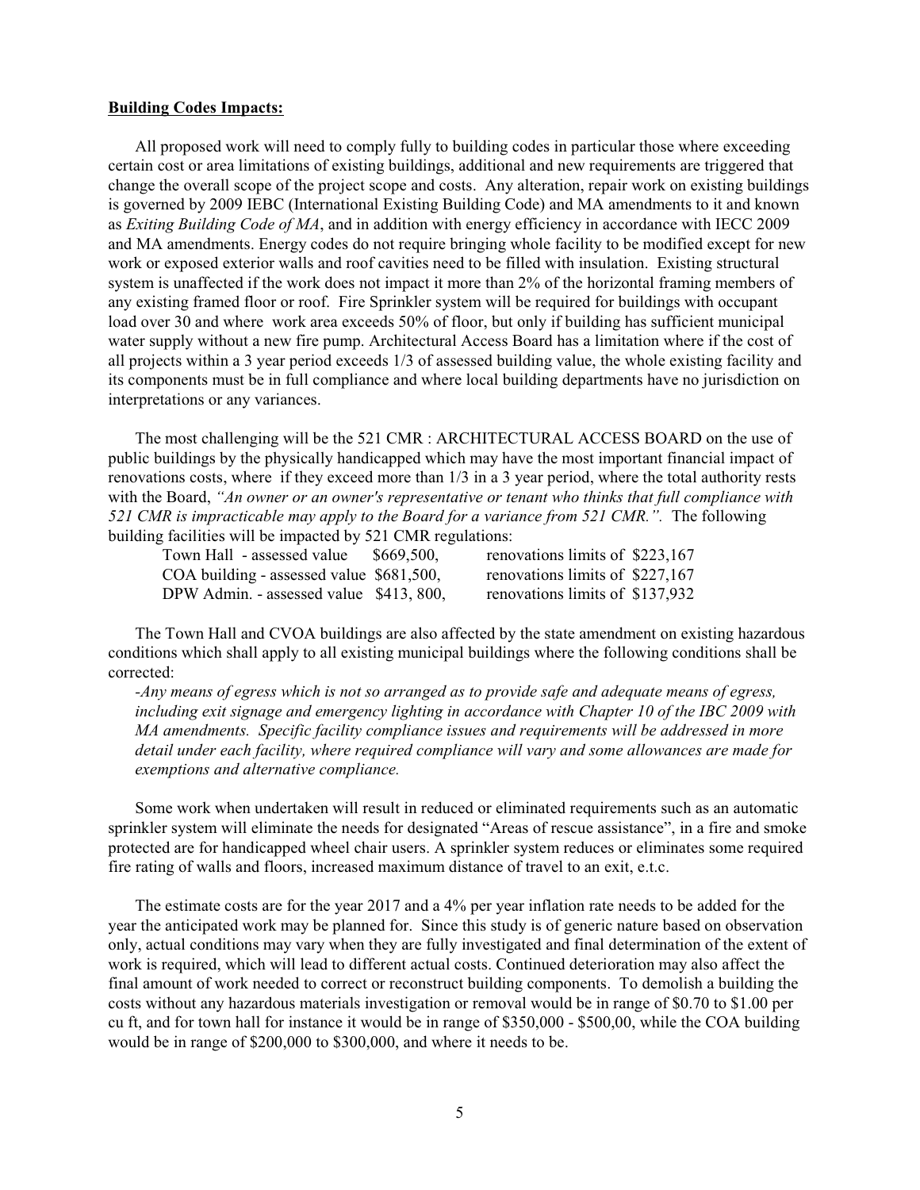**Building Codes Impacts:**

All proposed work will need to comply fully to building codes in particular those where exceeding certain cost or area limitations of existing buildings, additional and new requirements are triggered that change the overall scope of the project scope and costs. Any alteration, repair work on existing buildings is governed by 2009 IEBC (International Existing Building Code) and MA amendments to it and known as *Exiting Building Code of MA*, and in addition with energy efficiency in accordance with IECC 2009 and MA amendments. Energy codes do not require bringing whole facility to be modified except for new work or exposed exterior walls and roof cavities need to be filled with insulation. Existing structural system is unaffected if the work does not impact it more than 2% of the horizontal framing members of any existing framed floor or roof. Fire Sprinkler system will be required for buildings with occupant load over 30 and where work area exceeds 50% of floor, but only if building has sufficient municipal water supply without a new fire pump. Architectural Access Board has a limitation where if the cost of all projects within a 3 year period exceeds 1/3 of assessed building value, the whole existing facility and its components must be in full compliance and where local building departments have no jurisdiction on interpretations or any variances.

The most challenging will be the 521 CMR : ARCHITECTURAL ACCESS BOARD on the use of public buildings by the physically handicapped which may have the most important financial impact of renovations costs, where if they exceed more than 1/3 in a 3 year period, where the total authority rests with the Board, *"An owner or an owner's representative or tenant who thinks that full compliance with 521 CMR is impracticable may apply to the Board for a variance from 521 CMR."*. The following building facilities will be impacted by 521 CMR regulations:

| | |
|---|---|
| Town Hall - assessed value $669,500, | renovations limits of $223,167 |
| COA building - assessed value $681,500, | renovations limits of $227,167 |
| DPW Admin. - assessed value $413, 800, | renovations limits of $137,932 |

The Town Hall and CVOA buildings are also affected by the state amendment on existing hazardous conditions which shall apply to all existing municipal buildings where the following conditions shall be corrected:

*-Any means of egress which is not so arranged as to provide safe and adequate means of egress, including exit signage and emergency lighting in accordance with Chapter 10 of the IBC 2009 with MA amendments. Specific facility compliance issues and requirements will be addressed in more detail under each facility, where required compliance will vary and some allowances are made for exemptions and alternative compliance.*

Some work when undertaken will result in reduced or eliminated requirements such as an automatic sprinkler system will eliminate the needs for designated "Areas of rescue assistance", in a fire and smoke protected are for handicapped wheel chair users. A sprinkler system reduces or eliminates some required fire rating of walls and floors, increased maximum distance of travel to an exit, e.t.c.

The estimate costs are for the year 2017 and a 4% per year inflation rate needs to be added for the year the anticipated work may be planned for. Since this study is of generic nature based on observation only, actual conditions may vary when they are fully investigated and final determination of the extent of work is required, which will lead to different actual costs. Continued deterioration may also affect the final amount of work needed to correct or reconstruct building components. To demolish a building the costs without any hazardous materials investigation or removal would be in range of $0.70 to $1.00 per cu ft, and for town hall for instance it would be in range of $350,000 - $500,00, while the COA building would be in range of $200,000 to $300,000, and where it needs to be.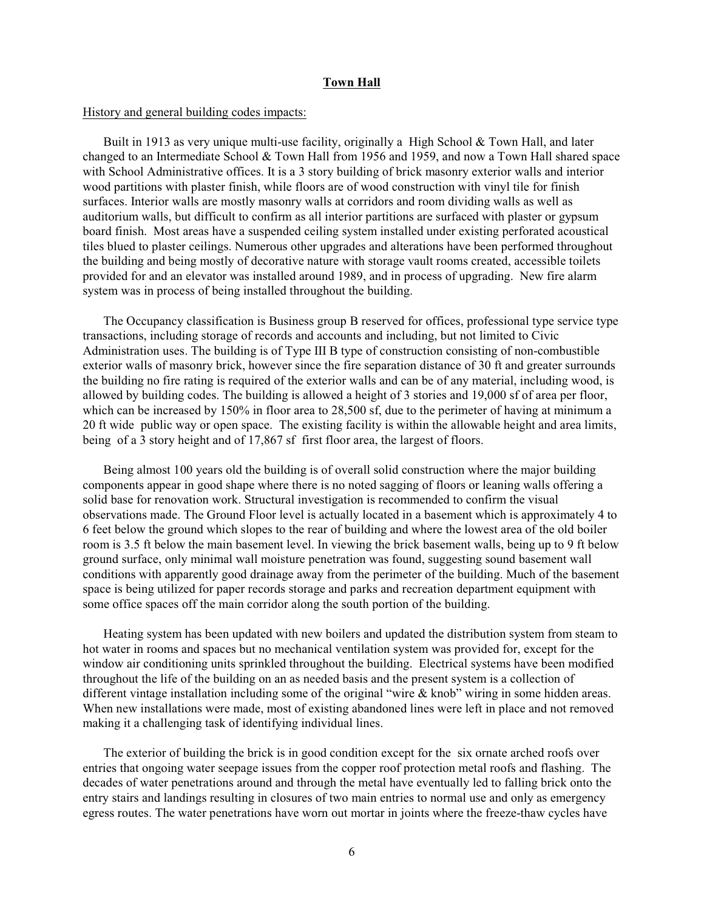## Town Hall

History and general building codes impacts:

Built in 1913 as very unique multi-use facility, originally a High School & Town Hall, and later changed to an Intermediate School & Town Hall from 1956 and 1959, and now a Town Hall shared space with School Administrative offices. It is a 3 story building of brick masonry exterior walls and interior wood partitions with plaster finish, while floors are of wood construction with vinyl tile for finish surfaces. Interior walls are mostly masonry walls at corridors and room dividing walls as well as auditorium walls, but difficult to confirm as all interior partitions are surfaced with plaster or gypsum board finish. Most areas have a suspended ceiling system installed under existing perforated acoustical tiles blued to plaster ceilings. Numerous other upgrades and alterations have been performed throughout the building and being mostly of decorative nature with storage vault rooms created, accessible toilets provided for and an elevator was installed around 1989, and in process of upgrading. New fire alarm system was in process of being installed throughout the building.

The Occupancy classification is Business group B reserved for offices, professional type service type transactions, including storage of records and accounts and including, but not limited to Civic Administration uses. The building is of Type III B type of construction consisting of non-combustible exterior walls of masonry brick, however since the fire separation distance of 30 ft and greater surrounds the building no fire rating is required of the exterior walls and can be of any material, including wood, is allowed by building codes. The building is allowed a height of 3 stories and 19,000 sf of area per floor, which can be increased by 150% in floor area to 28,500 sf, due to the perimeter of having at minimum a 20 ft wide public way or open space. The existing facility is within the allowable height and area limits, being of a 3 story height and of 17,867 sf first floor area, the largest of floors.

Being almost 100 years old the building is of overall solid construction where the major building components appear in good shape where there is no noted sagging of floors or leaning walls offering a solid base for renovation work. Structural investigation is recommended to confirm the visual observations made. The Ground Floor level is actually located in a basement which is approximately 4 to 6 feet below the ground which slopes to the rear of building and where the lowest area of the old boiler room is 3.5 ft below the main basement level. In viewing the brick basement walls, being up to 9 ft below ground surface, only minimal wall moisture penetration was found, suggesting sound basement wall conditions with apparently good drainage away from the perimeter of the building. Much of the basement space is being utilized for paper records storage and parks and recreation department equipment with some office spaces off the main corridor along the south portion of the building.

Heating system has been updated with new boilers and updated the distribution system from steam to hot water in rooms and spaces but no mechanical ventilation system was provided for, except for the window air conditioning units sprinkled throughout the building. Electrical systems have been modified throughout the life of the building on an as needed basis and the present system is a collection of different vintage installation including some of the original "wire & knob" wiring in some hidden areas. When new installations were made, most of existing abandoned lines were left in place and not removed making it a challenging task of identifying individual lines.

The exterior of building the brick is in good condition except for the six ornate arched roofs over entries that ongoing water seepage issues from the copper roof protection metal roofs and flashing. The decades of water penetrations around and through the metal have eventually led to falling brick onto the entry stairs and landings resulting in closures of two main entries to normal use and only as emergency egress routes. The water penetrations have worn out mortar in joints where the freeze-thaw cycles have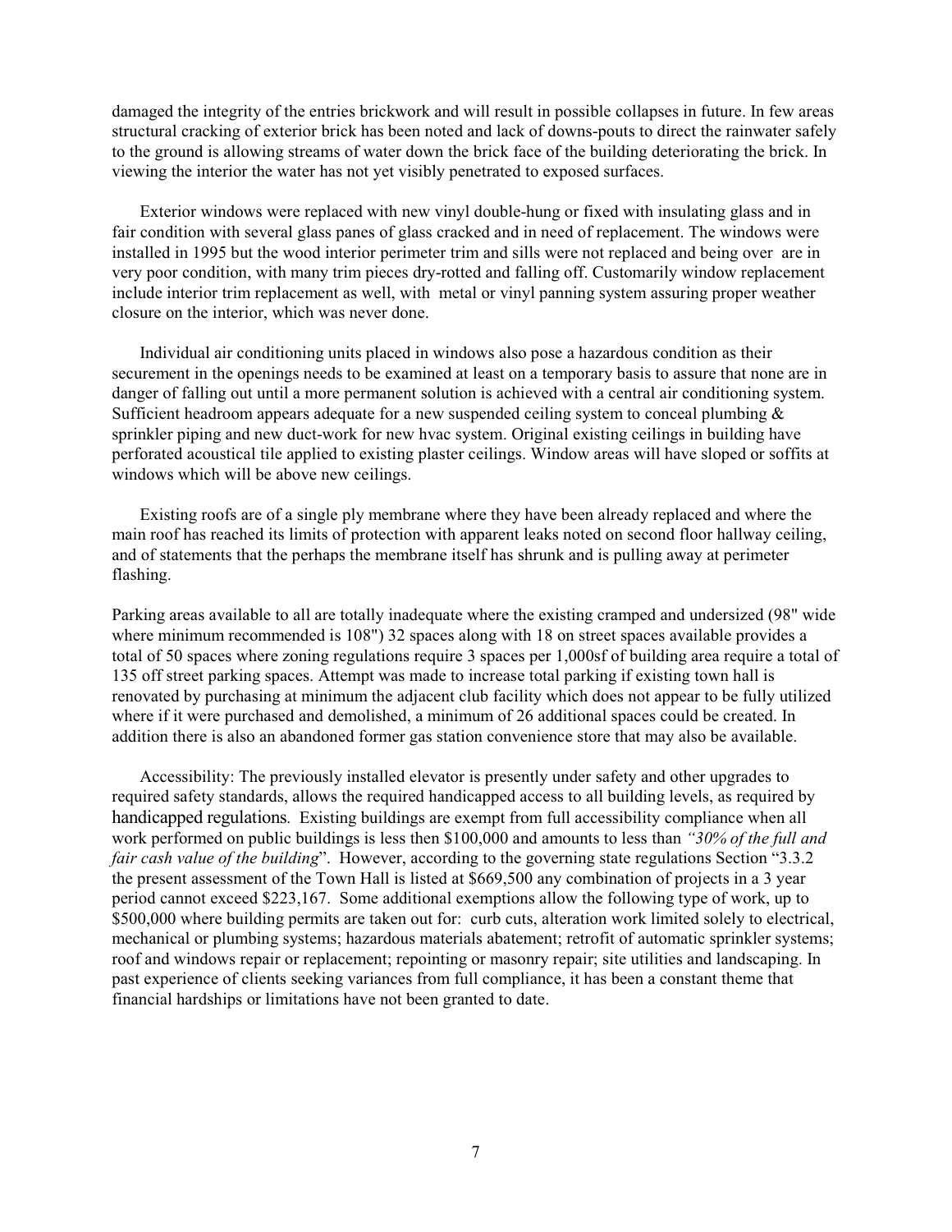damaged the integrity of the entries brickwork and will result in possible collapses in future. In few areas structural cracking of exterior brick has been noted and lack of downs-pouts to direct the rainwater safely to the ground is allowing streams of water down the brick face of the building deteriorating the brick. In viewing the interior the water has not yet visibly penetrated to exposed surfaces.

Exterior windows were replaced with new vinyl double-hung or fixed with insulating glass and in fair condition with several glass panes of glass cracked and in need of replacement. The windows were installed in 1995 but the wood interior perimeter trim and sills were not replaced and being over  are in very poor condition, with many trim pieces dry-rotted and falling off. Customarily window replacement include interior trim replacement as well, with  metal or vinyl panning system assuring proper weather closure on the interior, which was never done.

Individual air conditioning units placed in windows also pose a hazardous condition as their securement in the openings needs to be examined at least on a temporary basis to assure that none are in danger of falling out until a more permanent solution is achieved with a central air conditioning system. Sufficient headroom appears adequate for a new suspended ceiling system to conceal plumbing & sprinkler piping and new duct-work for new hvac system. Original existing ceilings in building have perforated acoustical tile applied to existing plaster ceilings. Window areas will have sloped or soffits at windows which will be above new ceilings.

Existing roofs are of a single ply membrane where they have been already replaced and where the main roof has reached its limits of protection with apparent leaks noted on second floor hallway ceiling, and of statements that the perhaps the membrane itself has shrunk and is pulling away at perimeter flashing.

Parking areas available to all are totally inadequate where the existing cramped and undersized (98" wide where minimum recommended is 108") 32 spaces along with 18 on street spaces available provides a total of 50 spaces where zoning regulations require 3 spaces per 1,000sf of building area require a total of 135 off street parking spaces. Attempt was made to increase total parking if existing town hall is renovated by purchasing at minimum the adjacent club facility which does not appear to be fully utilized where if it were purchased and demolished, a minimum of 26 additional spaces could be created. In addition there is also an abandoned former gas station convenience store that may also be available.

Accessibility: The previously installed elevator is presently under safety and other upgrades to required safety standards, allows the required handicapped access to all building levels, as required by handicapped regulations. Existing buildings are exempt from full accessibility compliance when all work performed on public buildings is less then $100,000 and amounts to less than *"30% of the full and fair cash value of the building*". However, according to the governing state regulations Section "3.3.2 the present assessment of the Town Hall is listed at $669,500 any combination of projects in a 3 year period cannot exceed $223,167. Some additional exemptions allow the following type of work, up to $500,000 where building permits are taken out for: curb cuts, alteration work limited solely to electrical, mechanical or plumbing systems; hazardous materials abatement; retrofit of automatic sprinkler systems; roof and windows repair or replacement; repointing or masonry repair; site utilities and landscaping. In past experience of clients seeking variances from full compliance, it has been a constant theme that financial hardships or limitations have not been granted to date.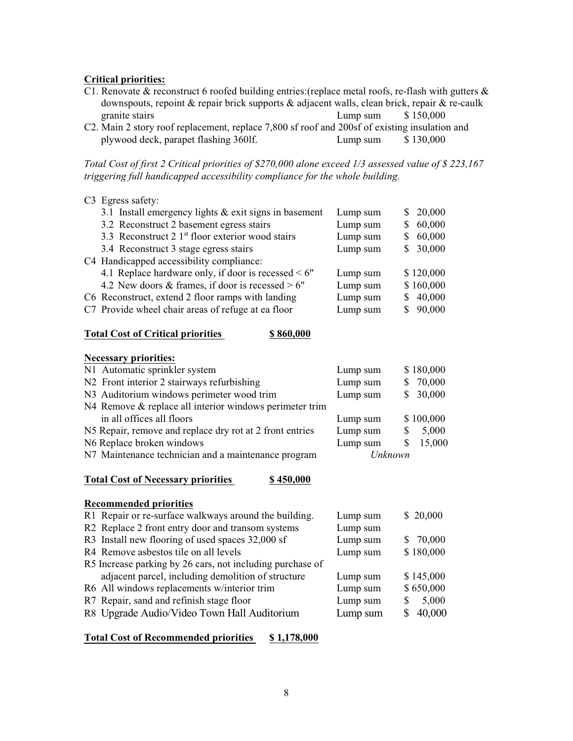**Critical priorities:**

C1. Renovate & reconstruct 6 roofed building entries:(replace metal roofs, re-flash with gutters & downspouts, repoint & repair brick supports & adjacent walls, clean brick, repair & re-caulk granite stairs — Lump sum — $ 150,000

C2. Main 2 story roof replacement, replace 7,800 sf roof and 200sf of existing insulation and plywood deck, parapet flashing 360lf. — Lump sum — $ 130,000

*Total Cost of first 2 Critical priorities of $270,000 alone exceed 1/3 assessed value of $ 223,167 triggering full handicapped accessibility compliance for the whole building.*

| Item | Type | Cost |
|---|---|---|
| C3 Egress safety: | | |
| 3.1 Install emergency lights & exit signs in basement | Lump sum | $ 20,000 |
| 3.2 Reconstruct 2 basement egress stairs | Lump sum | $ 60,000 |
| 3.3 Reconstruct 2 1st floor exterior wood stairs | Lump sum | $ 60,000 |
| 3.4 Reconstruct 3 stage egress stairs | Lump sum | $ 30,000 |
| C4 Handicapped accessibility compliance: | | |
| 4.1 Replace hardware only, if door is recessed < 6" | Lump sum | $ 120,000 |
| 4.2 New doors & frames, if door is recessed > 6" | Lump sum | $ 160,000 |
| C6 Reconstruct, extend 2 floor ramps with landing | Lump sum | $ 40,000 |
| C7 Provide wheel chair areas of refuge at ea floor | Lump sum | $ 90,000 |

**Total Cost of Critical priorities** **$ 860,000**

**Necessary priorities:**

| Item | Type | Cost |
|---|---|---|
| N1 Automatic sprinkler system | Lump sum | $ 180,000 |
| N2 Front interior 2 stairways refurbishing | Lump sum | $ 70,000 |
| N3 Auditorium windows perimeter wood trim | Lump sum | $ 30,000 |
| N4 Remove & replace all interior windows perimeter trim in all offices all floors | Lump sum | $ 100,000 |
| N5 Repair, remove and replace dry rot at 2 front entries | Lump sum | $ 5,000 |
| N6 Replace broken windows | Lump sum | $ 15,000 |
| N7 Maintenance technician and a maintenance program | *Unknown* | |

**Total Cost of Necessary priorities** **$ 450,000**

**Recommended priorities**

| Item | Type | Cost |
|---|---|---|
| R1 Repair or re-surface walkways around the building. | Lump sum | $ 20,000 |
| R2 Replace 2 front entry door and transom systems | Lump sum | |
| R3 Install new flooring of used spaces 32,000 sf | Lump sum | $ 70,000 |
| R4 Remove asbestos tile on all levels | Lump sum | $ 180,000 |
| R5 Increase parking by 26 cars, not including purchase of adjacent parcel, including demolition of structure | Lump sum | $ 145,000 |
| R6 All windows replacements w/interior trim | Lump sum | $ 650,000 |
| R7 Repair, sand and refinish stage floor | Lump sum | $ 5,000 |
| R8 Upgrade Audio/Video Town Hall Auditorium | Lump sum | $ 40,000 |

**Total Cost of Recommended priorities** **$ 1,178,000**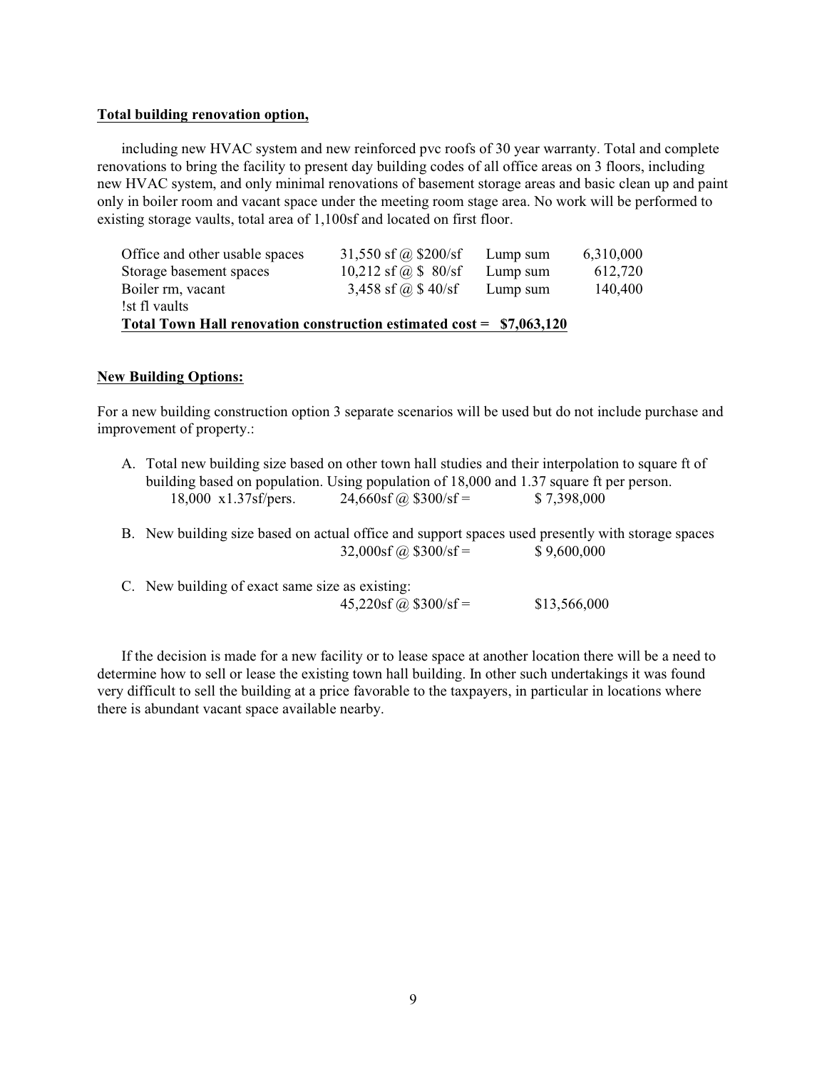**Total building renovation option,**

including new HVAC system and new reinforced pvc roofs of 30 year warranty. Total and complete renovations to bring the facility to present day building codes of all office areas on 3 floors, including new HVAC system, and only minimal renovations of basement storage areas and basic clean up and paint only in boiler room and vacant space under the meeting room stage area. No work will be performed to existing storage vaults, total area of 1,100sf and located on first floor.

| | | | |
|---|---|---|---|
| Office and other usable spaces | 31,550 sf @ $200/sf | Lump sum | 6,310,000 |
| Storage basement spaces | 10,212 sf @ $ 80/sf | Lump sum | 612,720 |
| Boiler rm, vacant | 3,458 sf @ $ 40/sf | Lump sum | 140,400 |
| !st fl vaults | | | |

**Total Town Hall renovation construction estimated cost = $7,063,120**

**New Building Options:**

For a new building construction option 3 separate scenarios will be used but do not include purchase and improvement of property.:

A. Total new building size based on other town hall studies and their interpolation to square ft of building based on population. Using population of 18,000 and 1.37 square ft per person.
   18,000 x1.37sf/pers. 24,660sf @ $300/sf = $ 7,398,000

B. New building size based on actual office and support spaces used presently with storage spaces
   32,000sf @ $300/sf = $ 9,600,000

C. New building of exact same size as existing:
   45,220sf @ $300/sf = $13,566,000

If the decision is made for a new facility or to lease space at another location there will be a need to determine how to sell or lease the existing town hall building. In other such undertakings it was found very difficult to sell the building at a price favorable to the taxpayers, in particular in locations where there is abundant vacant space available nearby.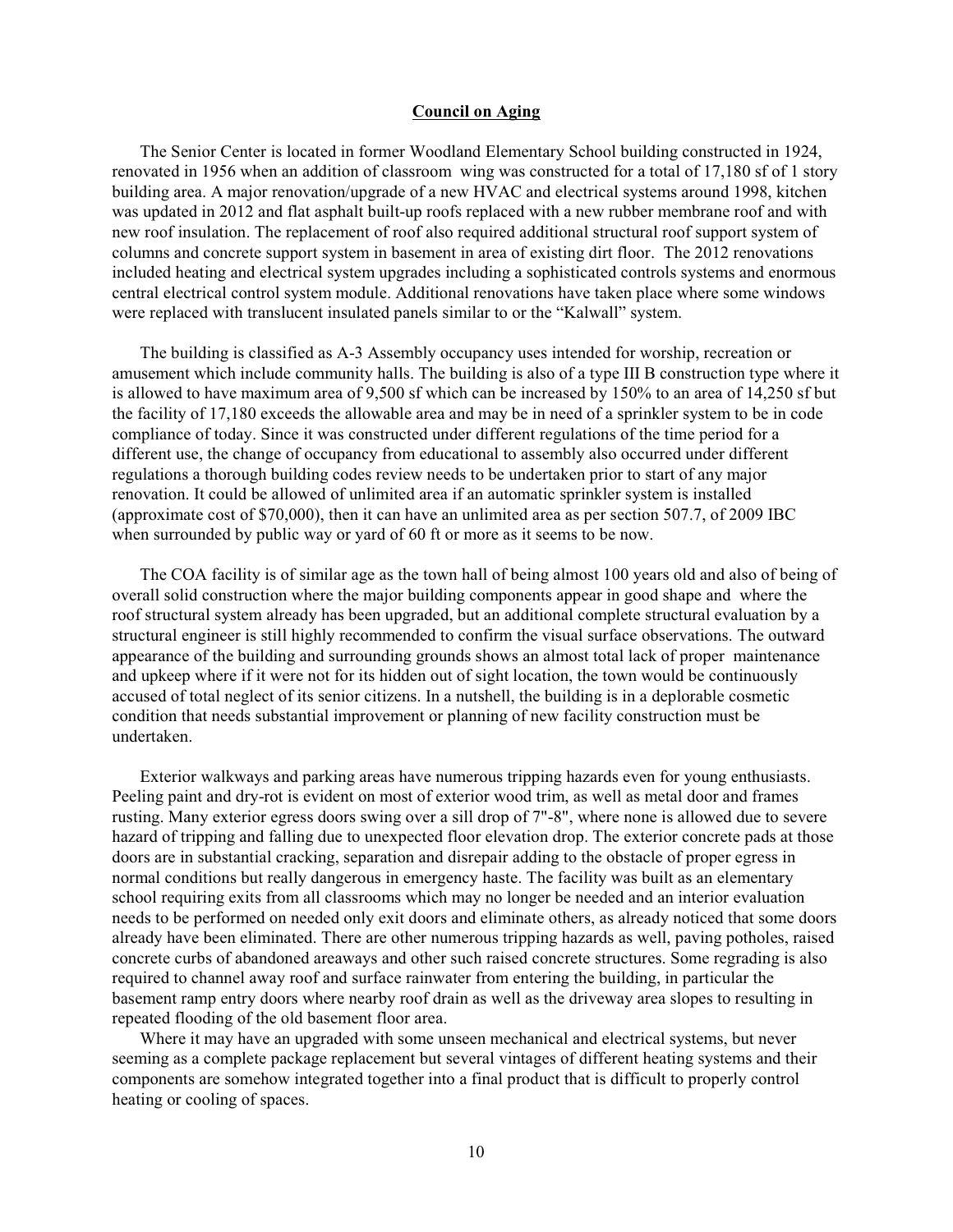## **Council on Aging**

The Senior Center is located in former Woodland Elementary School building constructed in 1924, renovated in 1956 when an addition of classroom wing was constructed for a total of 17,180 sf of 1 story building area. A major renovation/upgrade of a new HVAC and electrical systems around 1998, kitchen was updated in 2012 and flat asphalt built-up roofs replaced with a new rubber membrane roof and with new roof insulation. The replacement of roof also required additional structural roof support system of columns and concrete support system in basement in area of existing dirt floor. The 2012 renovations included heating and electrical system upgrades including a sophisticated controls systems and enormous central electrical control system module. Additional renovations have taken place where some windows were replaced with translucent insulated panels similar to or the "Kalwall" system.

The building is classified as A-3 Assembly occupancy uses intended for worship, recreation or amusement which include community halls. The building is also of a type III B construction type where it is allowed to have maximum area of 9,500 sf which can be increased by 150% to an area of 14,250 sf but the facility of 17,180 exceeds the allowable area and may be in need of a sprinkler system to be in code compliance of today. Since it was constructed under different regulations of the time period for a different use, the change of occupancy from educational to assembly also occurred under different regulations a thorough building codes review needs to be undertaken prior to start of any major renovation. It could be allowed of unlimited area if an automatic sprinkler system is installed (approximate cost of $70,000), then it can have an unlimited area as per section 507.7, of 2009 IBC when surrounded by public way or yard of 60 ft or more as it seems to be now.

The COA facility is of similar age as the town hall of being almost 100 years old and also of being of overall solid construction where the major building components appear in good shape and where the roof structural system already has been upgraded, but an additional complete structural evaluation by a structural engineer is still highly recommended to confirm the visual surface observations. The outward appearance of the building and surrounding grounds shows an almost total lack of proper maintenance and upkeep where if it were not for its hidden out of sight location, the town would be continuously accused of total neglect of its senior citizens. In a nutshell, the building is in a deplorable cosmetic condition that needs substantial improvement or planning of new facility construction must be undertaken.

Exterior walkways and parking areas have numerous tripping hazards even for young enthusiasts. Peeling paint and dry-rot is evident on most of exterior wood trim, as well as metal door and frames rusting. Many exterior egress doors swing over a sill drop of 7"-8", where none is allowed due to severe hazard of tripping and falling due to unexpected floor elevation drop. The exterior concrete pads at those doors are in substantial cracking, separation and disrepair adding to the obstacle of proper egress in normal conditions but really dangerous in emergency haste. The facility was built as an elementary school requiring exits from all classrooms which may no longer be needed and an interior evaluation needs to be performed on needed only exit doors and eliminate others, as already noticed that some doors already have been eliminated. There are other numerous tripping hazards as well, paving potholes, raised concrete curbs of abandoned areaways and other such raised concrete structures. Some regrading is also required to channel away roof and surface rainwater from entering the building, in particular the basement ramp entry doors where nearby roof drain as well as the driveway area slopes to resulting in repeated flooding of the old basement floor area.

Where it may have an upgraded with some unseen mechanical and electrical systems, but never seeming as a complete package replacement but several vintages of different heating systems and their components are somehow integrated together into a final product that is difficult to properly control heating or cooling of spaces.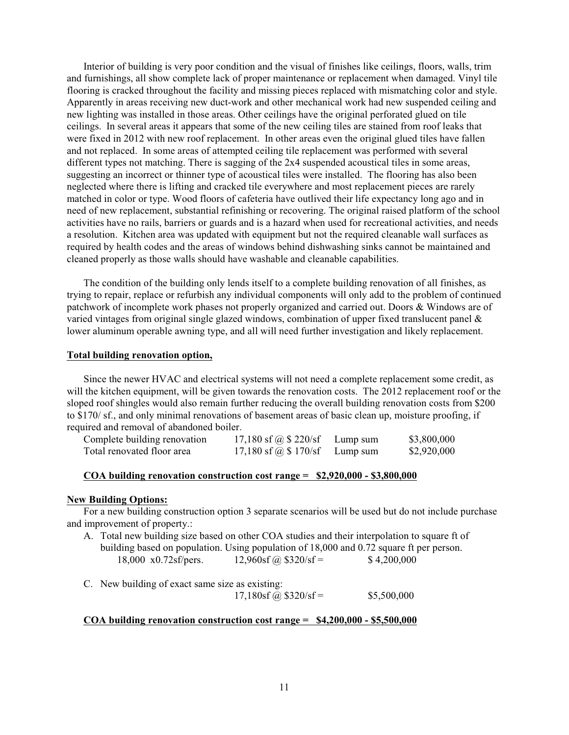Interior of building is very poor condition and the visual of finishes like ceilings, floors, walls, trim and furnishings, all show complete lack of proper maintenance or replacement when damaged. Vinyl tile flooring is cracked throughout the facility and missing pieces replaced with mismatching color and style. Apparently in areas receiving new duct-work and other mechanical work had new suspended ceiling and new lighting was installed in those areas. Other ceilings have the original perforated glued on tile ceilings. In several areas it appears that some of the new ceiling tiles are stained from roof leaks that were fixed in 2012 with new roof replacement. In other areas even the original glued tiles have fallen and not replaced. In some areas of attempted ceiling tile replacement was performed with several different types not matching. There is sagging of the 2x4 suspended acoustical tiles in some areas, suggesting an incorrect or thinner type of acoustical tiles were installed. The flooring has also been neglected where there is lifting and cracked tile everywhere and most replacement pieces are rarely matched in color or type. Wood floors of cafeteria have outlived their life expectancy long ago and in need of new replacement, substantial refinishing or recovering. The original raised platform of the school activities have no rails, barriers or guards and is a hazard when used for recreational activities, and needs a resolution. Kitchen area was updated with equipment but not the required cleanable wall surfaces as required by health codes and the areas of windows behind dishwashing sinks cannot be maintained and cleaned properly as those walls should have washable and cleanable capabilities.

The condition of the building only lends itself to a complete building renovation of all finishes, as trying to repair, replace or refurbish any individual components will only add to the problem of continued patchwork of incomplete work phases not properly organized and carried out. Doors & Windows are of varied vintages from original single glazed windows, combination of upper fixed translucent panel & lower aluminum operable awning type, and all will need further investigation and likely replacement.

**Total building renovation option,**

Since the newer HVAC and electrical systems will not need a complete replacement some credit, as will the kitchen equipment, will be given towards the renovation costs. The 2012 replacement roof or the sloped roof shingles would also remain further reducing the overall building renovation costs from $200 to $170/ sf., and only minimal renovations of basement areas of basic clean up, moisture proofing, if required and removal of abandoned boiler.

| | | | |
|---|---|---|---|
| Complete building renovation | 17,180 sf @ $ 220/sf | Lump sum | $3,800,000 |
| Total renovated floor area | 17,180 sf @ $ 170/sf | Lump sum | $2,920,000 |

**COA building renovation construction cost range = $2,920,000 - $3,800,000**

**New Building Options:**

For a new building construction option 3 separate scenarios will be used but do not include purchase and improvement of property.:

A. Total new building size based on other COA studies and their interpolation to square ft of building based on population. Using population of 18,000 and 0.72 square ft per person.
   18,000 x0.72sf/pers. 12,960sf @ $320/sf = $ 4,200,000

C. New building of exact same size as existing:
   17,180sf @ $320/sf = $5,500,000

**COA building renovation construction cost range = $4,200,000 - $5,500,000**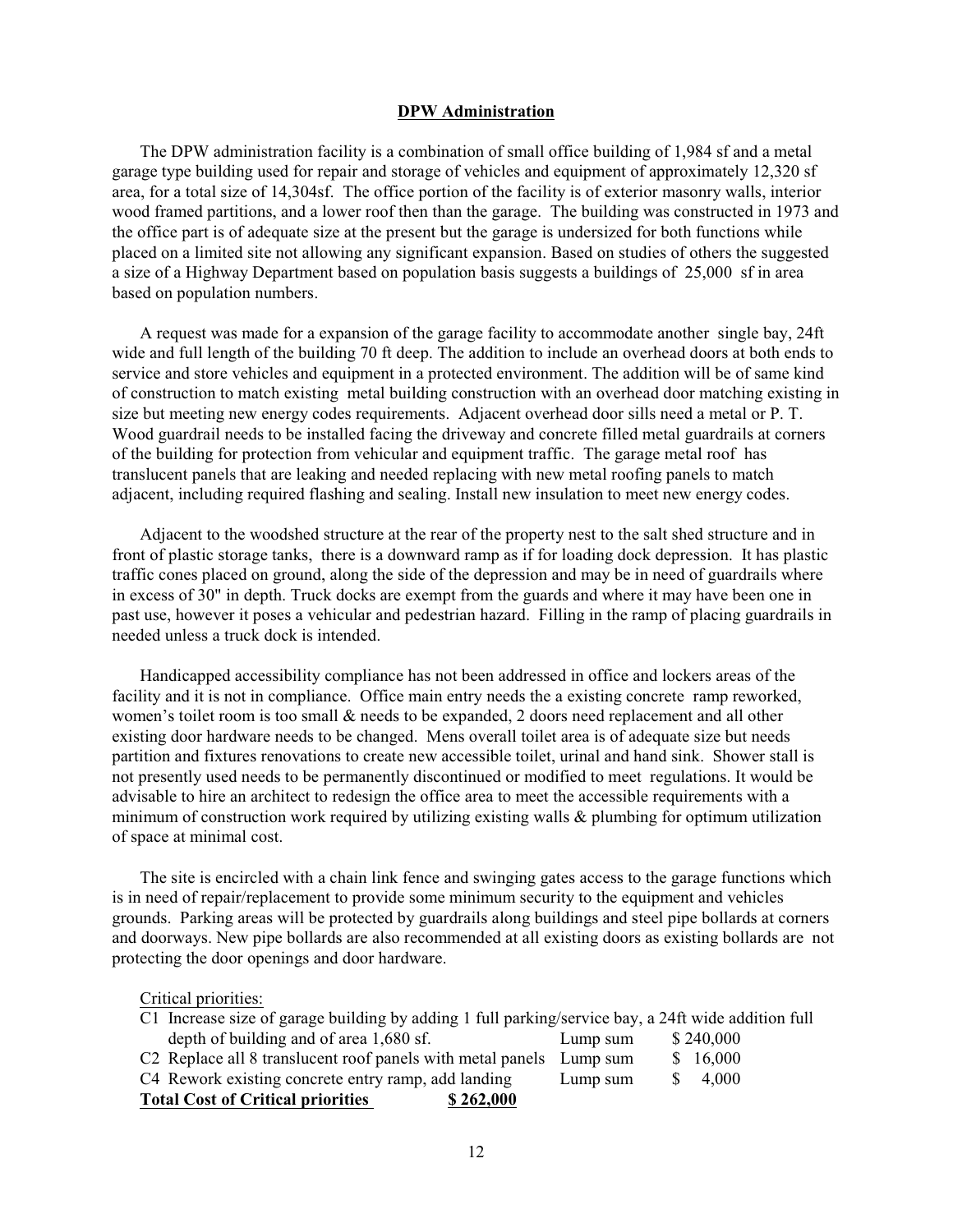## DPW Administration

The DPW administration facility is a combination of small office building of 1,984 sf and a metal garage type building used for repair and storage of vehicles and equipment of approximately 12,320 sf area, for a total size of 14,304sf. The office portion of the facility is of exterior masonry walls, interior wood framed partitions, and a lower roof then than the garage. The building was constructed in 1973 and the office part is of adequate size at the present but the garage is undersized for both functions while placed on a limited site not allowing any significant expansion. Based on studies of others the suggested a size of a Highway Department based on population basis suggests a buildings of 25,000 sf in area based on population numbers.

A request was made for a expansion of the garage facility to accommodate another single bay, 24ft wide and full length of the building 70 ft deep. The addition to include an overhead doors at both ends to service and store vehicles and equipment in a protected environment. The addition will be of same kind of construction to match existing metal building construction with an overhead door matching existing in size but meeting new energy codes requirements. Adjacent overhead door sills need a metal or P. T. Wood guardrail needs to be installed facing the driveway and concrete filled metal guardrails at corners of the building for protection from vehicular and equipment traffic. The garage metal roof has translucent panels that are leaking and needed replacing with new metal roofing panels to match adjacent, including required flashing and sealing. Install new insulation to meet new energy codes.

Adjacent to the woodshed structure at the rear of the property nest to the salt shed structure and in front of plastic storage tanks, there is a downward ramp as if for loading dock depression. It has plastic traffic cones placed on ground, along the side of the depression and may be in need of guardrails where in excess of 30" in depth. Truck docks are exempt from the guards and where it may have been one in past use, however it poses a vehicular and pedestrian hazard. Filling in the ramp of placing guardrails in needed unless a truck dock is intended.

Handicapped accessibility compliance has not been addressed in office and lockers areas of the facility and it is not in compliance. Office main entry needs the a existing concrete ramp reworked, women's toilet room is too small & needs to be expanded, 2 doors need replacement and all other existing door hardware needs to be changed. Mens overall toilet area is of adequate size but needs partition and fixtures renovations to create new accessible toilet, urinal and hand sink. Shower stall is not presently used needs to be permanently discontinued or modified to meet regulations. It would be advisable to hire an architect to redesign the office area to meet the accessible requirements with a minimum of construction work required by utilizing existing walls & plumbing for optimum utilization of space at minimal cost.

The site is encircled with a chain link fence and swinging gates access to the garage functions which is in need of repair/replacement to provide some minimum security to the equipment and vehicles grounds. Parking areas will be protected by guardrails along buildings and steel pipe bollards at corners and doorways. New pipe bollards are also recommended at all existing doors as existing bollards are not protecting the door openings and door hardware.

Critical priorities:

| | | | |
|---|---|---|---|
| C1 | Increase size of garage building by adding 1 full parking/service bay, a 24ft wide addition full depth of building and of area 1,680 sf. | Lump sum | $ 240,000 |
| C2 | Replace all 8 translucent roof panels with metal panels | Lump sum | $ 16,000 |
| C4 | Rework existing concrete entry ramp, add landing | Lump sum | $ 4,000 |

**Total Cost of Critical priorities** **$ 262,000**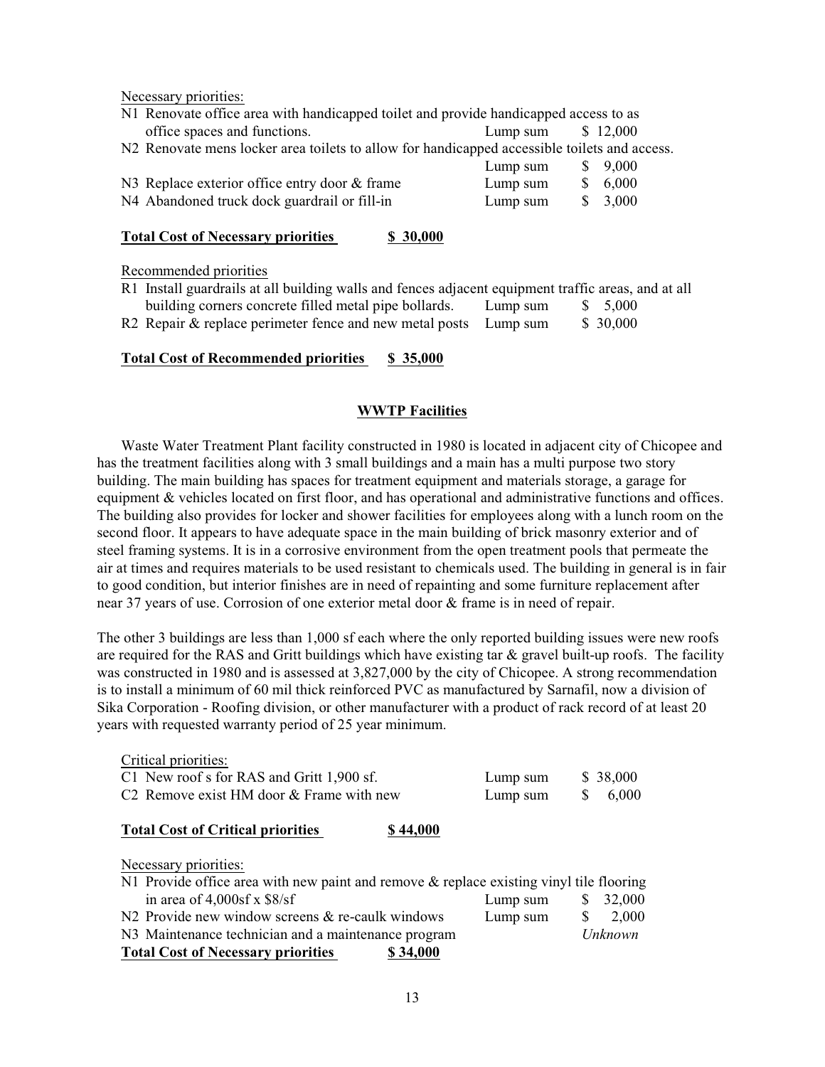Necessary priorities:

N1 Renovate office area with handicapped toilet and provide handicapped access to as office spaces and functions. Lump sum $ 12,000

N2 Renovate mens locker area toilets to allow for handicapped accessible toilets and access. Lump sum $ 9,000

N3 Replace exterior office entry door & frame Lump sum $ 6,000

N4 Abandoned truck dock guardrail or fill-in Lump sum $ 3,000

**Total Cost of Necessary priorities $ 30,000**

Recommended priorities

R1 Install guardrails at all building walls and fences adjacent equipment traffic areas, and at all building corners concrete filled metal pipe bollards. Lump sum $ 5,000

R2 Repair & replace perimeter fence and new metal posts Lump sum $ 30,000

**Total Cost of Recommended priorities $ 35,000**

## WWTP Facilities

Waste Water Treatment Plant facility constructed in 1980 is located in adjacent city of Chicopee and has the treatment facilities along with 3 small buildings and a main has a multi purpose two story building. The main building has spaces for treatment equipment and materials storage, a garage for equipment & vehicles located on first floor, and has operational and administrative functions and offices. The building also provides for locker and shower facilities for employees along with a lunch room on the second floor. It appears to have adequate space in the main building of brick masonry exterior and of steel framing systems. It is in a corrosive environment from the open treatment pools that permeate the air at times and requires materials to be used resistant to chemicals used. The building in general is in fair to good condition, but interior finishes are in need of repainting and some furniture replacement after near 37 years of use. Corrosion of one exterior metal door & frame is in need of repair.

The other 3 buildings are less than 1,000 sf each where the only reported building issues were new roofs are required for the RAS and Gritt buildings which have existing tar & gravel built-up roofs. The facility was constructed in 1980 and is assessed at 3,827,000 by the city of Chicopee. A strong recommendation is to install a minimum of 60 mil thick reinforced PVC as manufactured by Sarnafil, now a division of Sika Corporation - Roofing division, or other manufacturer with a product of rack record of at least 20 years with requested warranty period of 25 year minimum.

Critical priorities:

C1 New roof s for RAS and Gritt 1,900 sf. Lump sum $ 38,000

C2 Remove exist HM door & Frame with new Lump sum $ 6,000

**Total Cost of Critical priorities $ 44,000**

Necessary priorities:

N1 Provide office area with new paint and remove & replace existing vinyl tile flooring in area of 4,000sf x $8/sf Lump sum $ 32,000

N2 Provide new window screens & re-caulk windows Lump sum $ 2,000

N3 Maintenance technician and a maintenance program *Unknown*

**Total Cost of Necessary priorities $ 34,000**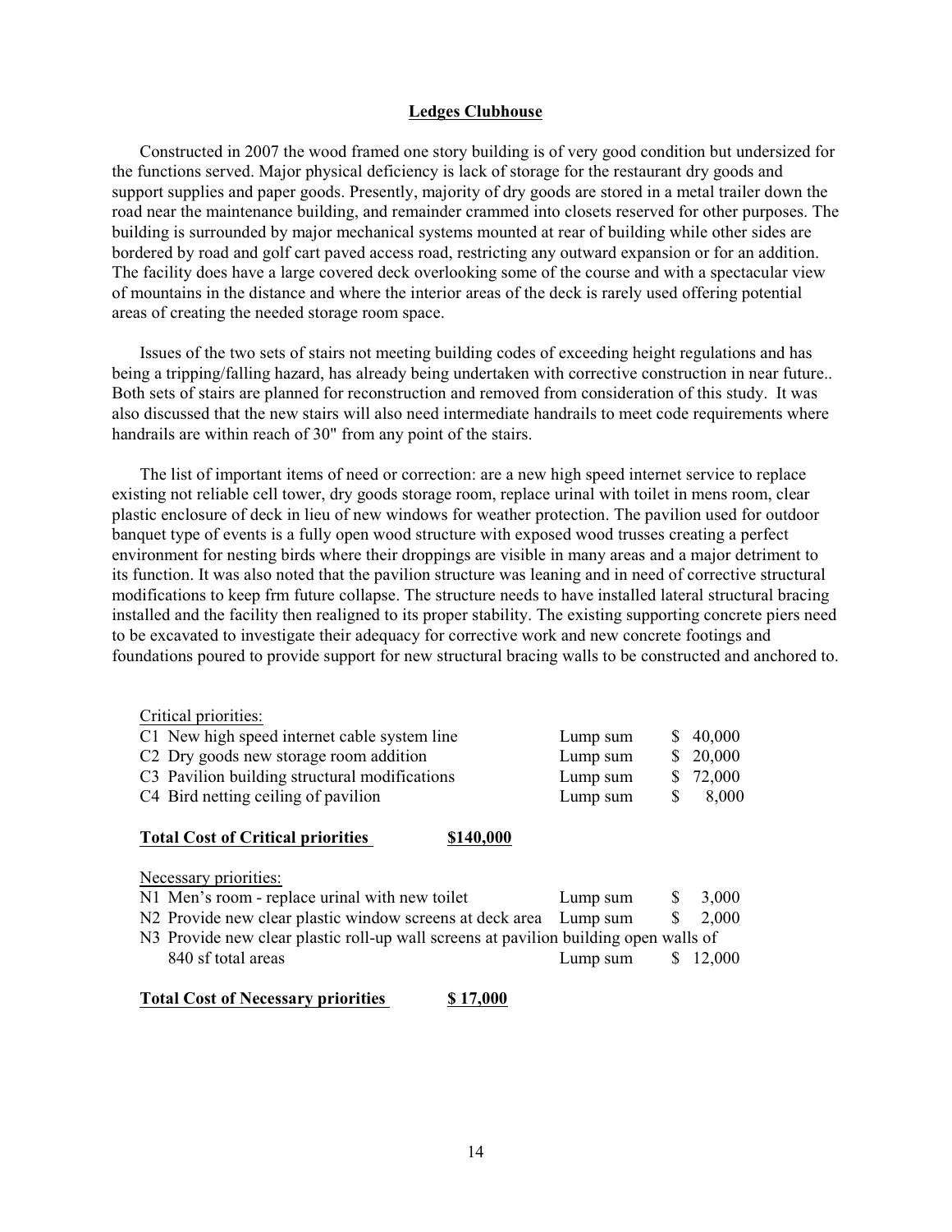## Ledges Clubhouse

Constructed in 2007 the wood framed one story building is of very good condition but undersized for the functions served. Major physical deficiency is lack of storage for the restaurant dry goods and support supplies and paper goods. Presently, majority of dry goods are stored in a metal trailer down the road near the maintenance building, and remainder crammed into closets reserved for other purposes. The building is surrounded by major mechanical systems mounted at rear of building while other sides are bordered by road and golf cart paved access road, restricting any outward expansion or for an addition. The facility does have a large covered deck overlooking some of the course and with a spectacular view of mountains in the distance and where the interior areas of the deck is rarely used offering potential areas of creating the needed storage room space.

Issues of the two sets of stairs not meeting building codes of exceeding height regulations and has being a tripping/falling hazard, has already being undertaken with corrective construction in near future.. Both sets of stairs are planned for reconstruction and removed from consideration of this study. It was also discussed that the new stairs will also need intermediate handrails to meet code requirements where handrails are within reach of 30" from any point of the stairs.

The list of important items of need or correction: are a new high speed internet service to replace existing not reliable cell tower, dry goods storage room, replace urinal with toilet in mens room, clear plastic enclosure of deck in lieu of new windows for weather protection. The pavilion used for outdoor banquet type of events is a fully open wood structure with exposed wood trusses creating a perfect environment for nesting birds where their droppings are visible in many areas and a major detriment to its function. It was also noted that the pavilion structure was leaning and in need of corrective structural modifications to keep frm future collapse. The structure needs to have installed lateral structural bracing installed and the facility then realigned to its proper stability. The existing supporting concrete piers need to be excavated to investigate their adequacy for corrective work and new concrete footings and foundations poured to provide support for new structural bracing walls to be constructed and anchored to.

Critical priorities:

| Item | Unit | Cost |
|---|---|---|
| C1 New high speed internet cable system line | Lump sum | $ 40,000 |
| C2 Dry goods new storage room addition | Lump sum | $ 20,000 |
| C3 Pavilion building structural modifications | Lump sum | $ 72,000 |
| C4 Bird netting ceiling of pavilion | Lump sum | $ 8,000 |

**Total Cost of Critical priorities** **$140,000**

Necessary priorities:

| Item | Unit | Cost |
|---|---|---|
| N1 Men's room - replace urinal with new toilet | Lump sum | $ 3,000 |
| N2 Provide new clear plastic window screens at deck area | Lump sum | $ 2,000 |
| N3 Provide new clear plastic roll-up wall screens at pavilion building open walls of 840 sf total areas | Lump sum | $ 12,000 |

**Total Cost of Necessary priorities** **$ 17,000**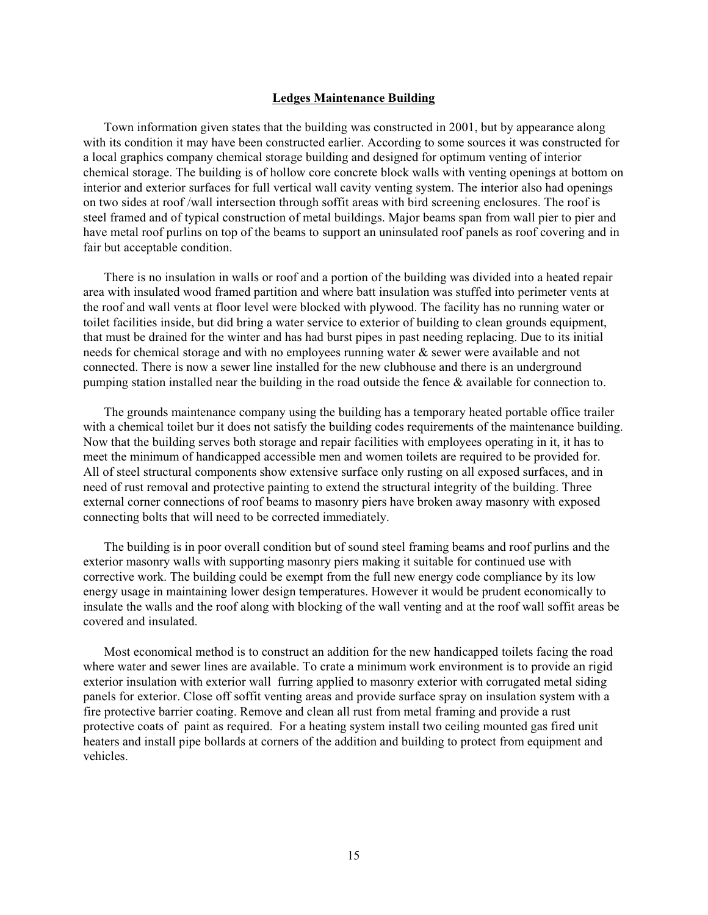## Ledges Maintenance Building

Town information given states that the building was constructed in 2001, but by appearance along with its condition it may have been constructed earlier. According to some sources it was constructed for a local graphics company chemical storage building and designed for optimum venting of interior chemical storage. The building is of hollow core concrete block walls with venting openings at bottom on interior and exterior surfaces for full vertical wall cavity venting system. The interior also had openings on two sides at roof /wall intersection through soffit areas with bird screening enclosures. The roof is steel framed and of typical construction of metal buildings. Major beams span from wall pier to pier and have metal roof purlins on top of the beams to support an uninsulated roof panels as roof covering and in fair but acceptable condition.

There is no insulation in walls or roof and a portion of the building was divided into a heated repair area with insulated wood framed partition and where batt insulation was stuffed into perimeter vents at the roof and wall vents at floor level were blocked with plywood. The facility has no running water or toilet facilities inside, but did bring a water service to exterior of building to clean grounds equipment, that must be drained for the winter and has had burst pipes in past needing replacing. Due to its initial needs for chemical storage and with no employees running water & sewer were available and not connected. There is now a sewer line installed for the new clubhouse and there is an underground pumping station installed near the building in the road outside the fence & available for connection to.

The grounds maintenance company using the building has a temporary heated portable office trailer with a chemical toilet bur it does not satisfy the building codes requirements of the maintenance building. Now that the building serves both storage and repair facilities with employees operating in it, it has to meet the minimum of handicapped accessible men and women toilets are required to be provided for. All of steel structural components show extensive surface only rusting on all exposed surfaces, and in need of rust removal and protective painting to extend the structural integrity of the building. Three external corner connections of roof beams to masonry piers have broken away masonry with exposed connecting bolts that will need to be corrected immediately.

The building is in poor overall condition but of sound steel framing beams and roof purlins and the exterior masonry walls with supporting masonry piers making it suitable for continued use with corrective work. The building could be exempt from the full new energy code compliance by its low energy usage in maintaining lower design temperatures. However it would be prudent economically to insulate the walls and the roof along with blocking of the wall venting and at the roof wall soffit areas be covered and insulated.

Most economical method is to construct an addition for the new handicapped toilets facing the road where water and sewer lines are available. To crate a minimum work environment is to provide an rigid exterior insulation with exterior wall furring applied to masonry exterior with corrugated metal siding panels for exterior. Close off soffit venting areas and provide surface spray on insulation system with a fire protective barrier coating. Remove and clean all rust from metal framing and provide a rust protective coats of paint as required. For a heating system install two ceiling mounted gas fired unit heaters and install pipe bollards at corners of the addition and building to protect from equipment and vehicles.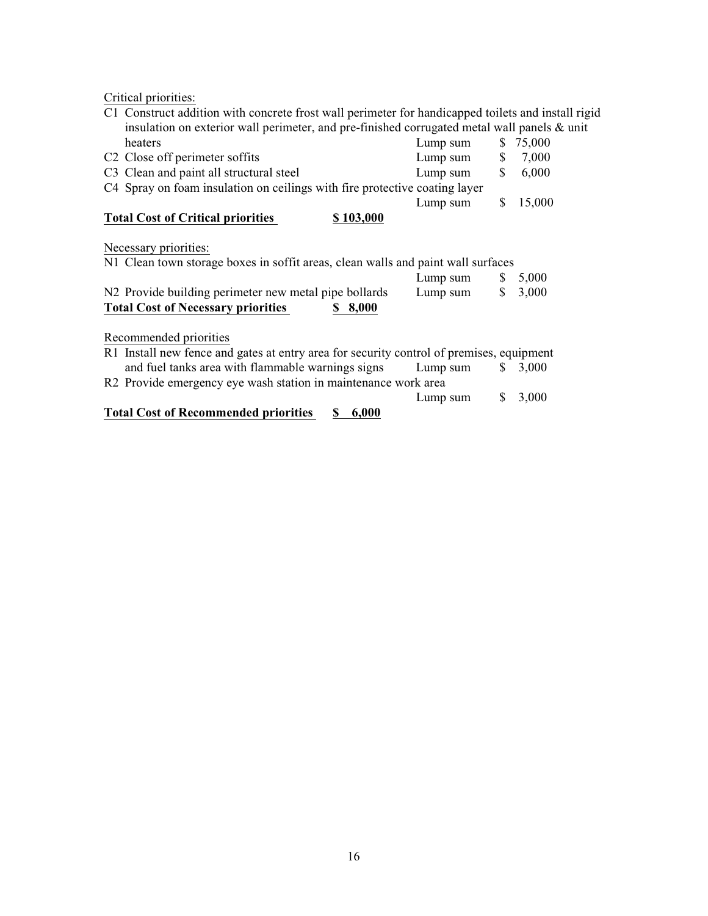Critical priorities:

| | | | |
|---|---|---|---|
| C1 | Construct addition with concrete frost wall perimeter for handicapped toilets and install rigid insulation on exterior wall perimeter, and pre-finished corrugated metal wall panels & unit heaters | Lump sum | $ 75,000 |
| C2 | Close off perimeter soffits | Lump sum | $ 7,000 |
| C3 | Clean and paint all structural steel | Lump sum | $ 6,000 |
| C4 | Spray on foam insulation on ceilings with fire protective coating layer | Lump sum | $ 15,000 |

**Total Cost of Critical priorities** **$ 103,000**

Necessary priorities:

| | | | |
|---|---|---|---|
| N1 | Clean town storage boxes in soffit areas, clean walls and paint wall surfaces | Lump sum | $ 5,000 |
| N2 | Provide building perimeter new metal pipe bollards | Lump sum | $ 3,000 |

**Total Cost of Necessary priorities** **$ 8,000**

Recommended priorities

| | | | |
|---|---|---|---|
| R1 | Install new fence and gates at entry area for security control of premises, equipment and fuel tanks area with flammable warnings signs | Lump sum | $ 3,000 |
| R2 | Provide emergency eye wash station in maintenance work area | Lump sum | $ 3,000 |

**Total Cost of Recommended priorities** **$ 6,000**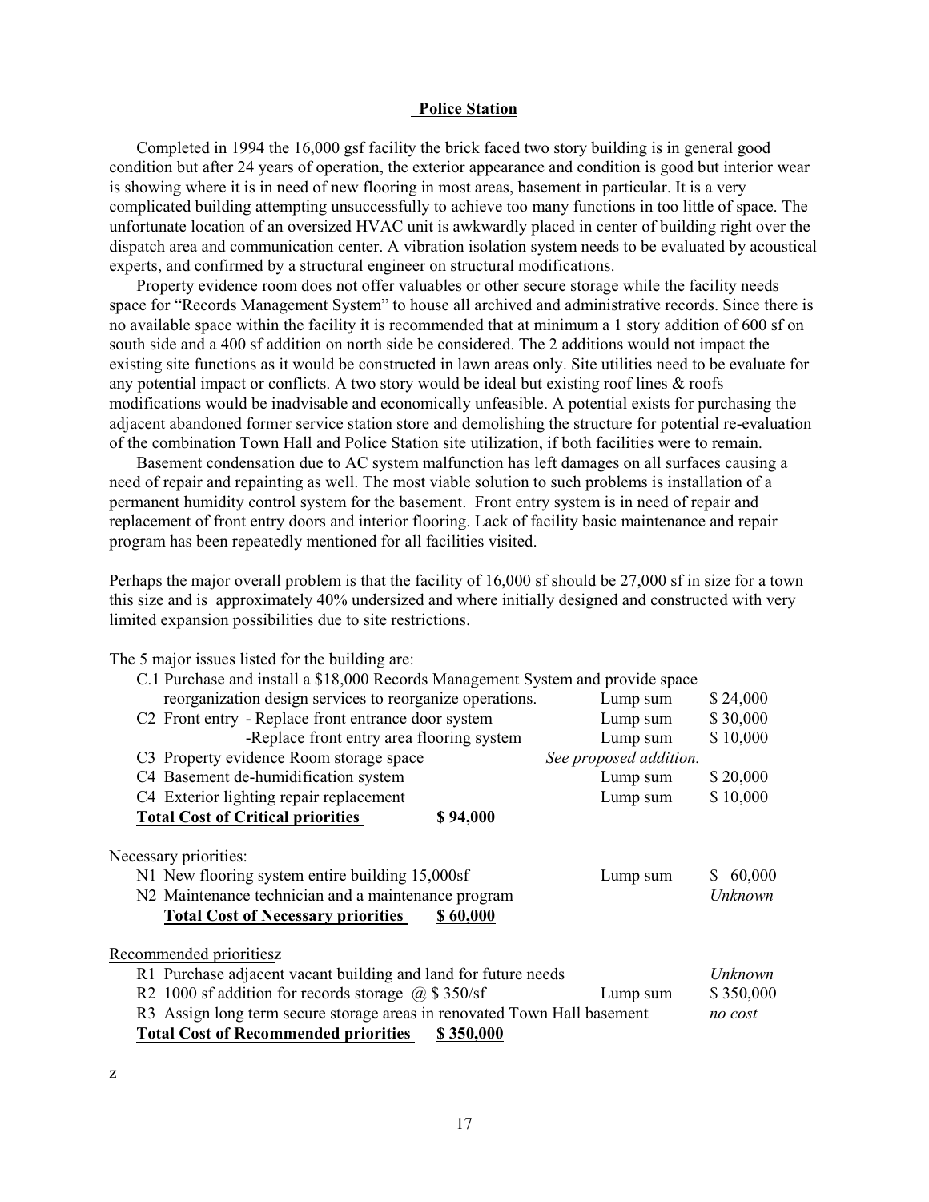## Police Station

Completed in 1994 the 16,000 gsf facility the brick faced two story building is in general good condition but after 24 years of operation, the exterior appearance and condition is good but interior wear is showing where it is in need of new flooring in most areas, basement in particular. It is a very complicated building attempting unsuccessfully to achieve too many functions in too little of space. The unfortunate location of an oversized HVAC unit is awkwardly placed in center of building right over the dispatch area and communication center. A vibration isolation system needs to be evaluated by acoustical experts, and confirmed by a structural engineer on structural modifications.

Property evidence room does not offer valuables or other secure storage while the facility needs space for "Records Management System" to house all archived and administrative records. Since there is no available space within the facility it is recommended that at minimum a 1 story addition of 600 sf on south side and a 400 sf addition on north side be considered. The 2 additions would not impact the existing site functions as it would be constructed in lawn areas only. Site utilities need to be evaluate for any potential impact or conflicts. A two story would be ideal but existing roof lines & roofs modifications would be inadvisable and economically unfeasible. A potential exists for purchasing the adjacent abandoned former service station store and demolishing the structure for potential re-evaluation of the combination Town Hall and Police Station site utilization, if both facilities were to remain.

Basement condensation due to AC system malfunction has left damages on all surfaces causing a need of repair and repainting as well. The most viable solution to such problems is installation of a permanent humidity control system for the basement. Front entry system is in need of repair and replacement of front entry doors and interior flooring. Lack of facility basic maintenance and repair program has been repeatedly mentioned for all facilities visited.

Perhaps the major overall problem is that the facility of 16,000 sf should be 27,000 sf in size for a town this size and is approximately 40% undersized and where initially designed and constructed with very limited expansion possibilities due to site restrictions.

The 5 major issues listed for the building are:

| Item | | Cost |
|---|---|---|
| C.1 Purchase and install a $18,000 Records Management System and provide space reorganization design services to reorganize operations. | Lump sum | $ 24,000 |
| C2 Front entry - Replace front entrance door system | Lump sum | $ 30,000 |
| -Replace front entry area flooring system | Lump sum | $ 10,000 |
| C3 Property evidence Room storage space | *See proposed addition.* | |
| C4 Basement de-humidification system | Lump sum | $ 20,000 |
| C4 Exterior lighting repair replacement | Lump sum | $ 10,000 |
| **Total Cost of Critical priorities** **$ 94,000** | | |

Necessary priorities:

| Item | | Cost |
|---|---|---|
| N1 New flooring system entire building 15,000sf | Lump sum | $ 60,000 |
| N2 Maintenance technician and a maintenance program | | *Unknown* |
| **Total Cost of Necessary priorities** **$ 60,000** | | |

Recommended prioritiesz

| Item | | Cost |
|---|---|---|
| R1 Purchase adjacent vacant building and land for future needs | | *Unknown* |
| R2 1000 sf addition for records storage @ $ 350/sf | Lump sum | $ 350,000 |
| R3 Assign long term secure storage areas in renovated Town Hall basement | | *no cost* |
| **Total Cost of Recommended priorities** **$ 350,000** | | |

z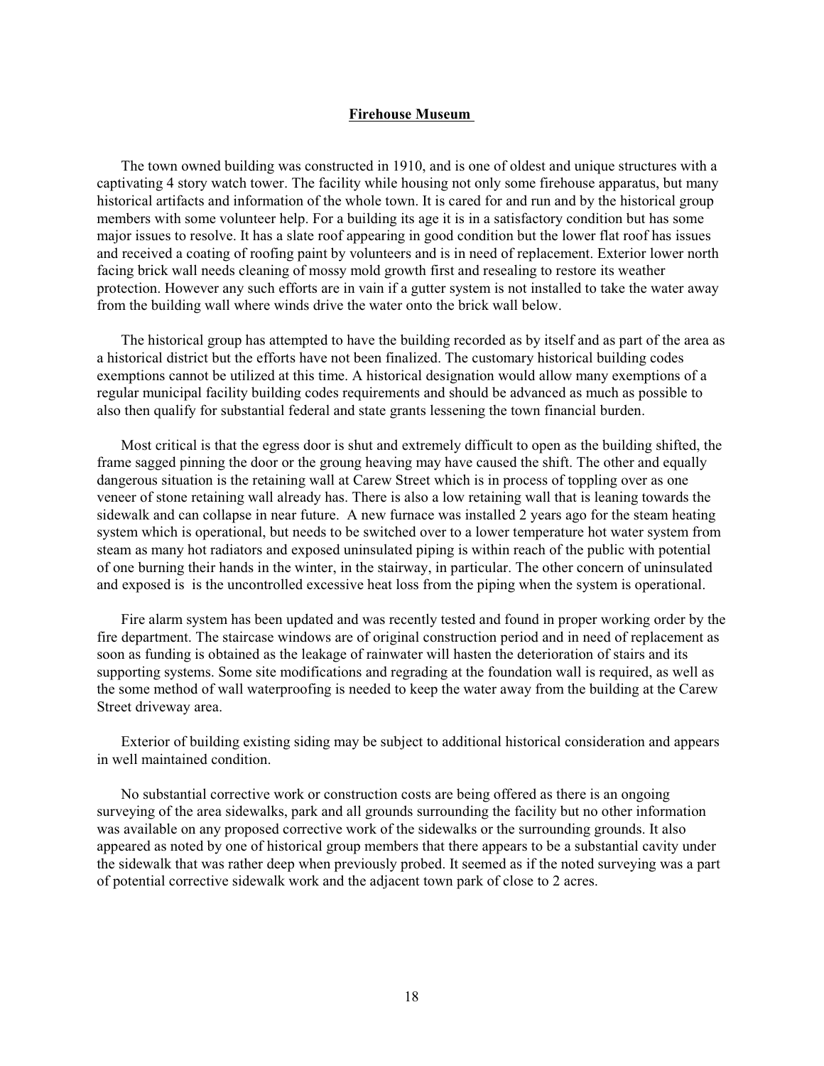## **Firehouse Museum**

The town owned building was constructed in 1910, and is one of oldest and unique structures with a captivating 4 story watch tower. The facility while housing not only some firehouse apparatus, but many historical artifacts and information of the whole town. It is cared for and run and by the historical group members with some volunteer help. For a building its age it is in a satisfactory condition but has some major issues to resolve. It has a slate roof appearing in good condition but the lower flat roof has issues and received a coating of roofing paint by volunteers and is in need of replacement. Exterior lower north facing brick wall needs cleaning of mossy mold growth first and resealing to restore its weather protection. However any such efforts are in vain if a gutter system is not installed to take the water away from the building wall where winds drive the water onto the brick wall below.

The historical group has attempted to have the building recorded as by itself and as part of the area as a historical district but the efforts have not been finalized. The customary historical building codes exemptions cannot be utilized at this time. A historical designation would allow many exemptions of a regular municipal facility building codes requirements and should be advanced as much as possible to also then qualify for substantial federal and state grants lessening the town financial burden.

Most critical is that the egress door is shut and extremely difficult to open as the building shifted, the frame sagged pinning the door or the groung heaving may have caused the shift. The other and equally dangerous situation is the retaining wall at Carew Street which is in process of toppling over as one veneer of stone retaining wall already has. There is also a low retaining wall that is leaning towards the sidewalk and can collapse in near future. A new furnace was installed 2 years ago for the steam heating system which is operational, but needs to be switched over to a lower temperature hot water system from steam as many hot radiators and exposed uninsulated piping is within reach of the public with potential of one burning their hands in the winter, in the stairway, in particular. The other concern of uninsulated and exposed is is the uncontrolled excessive heat loss from the piping when the system is operational.

Fire alarm system has been updated and was recently tested and found in proper working order by the fire department. The staircase windows are of original construction period and in need of replacement as soon as funding is obtained as the leakage of rainwater will hasten the deterioration of stairs and its supporting systems. Some site modifications and regrading at the foundation wall is required, as well as the some method of wall waterproofing is needed to keep the water away from the building at the Carew Street driveway area.

Exterior of building existing siding may be subject to additional historical consideration and appears in well maintained condition.

No substantial corrective work or construction costs are being offered as there is an ongoing surveying of the area sidewalks, park and all grounds surrounding the facility but no other information was available on any proposed corrective work of the sidewalks or the surrounding grounds. It also appeared as noted by one of historical group members that there appears to be a substantial cavity under the sidewalk that was rather deep when previously probed. It seemed as if the noted surveying was a part of potential corrective sidewalk work and the adjacent town park of close to 2 acres.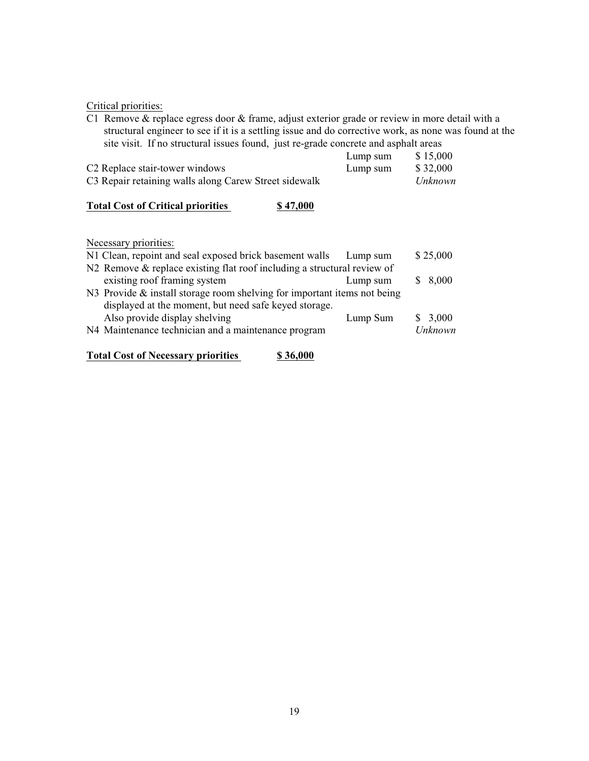Critical priorities:

C1 Remove & replace egress door & frame, adjust exterior grade or review in more detail with a structural engineer to see if it is a settling issue and do corrective work, as none was found at the site visit. If no structural issues found, just re-grade concrete and asphalt areas

| Item | Basis | Cost |
| --- | --- | --- |
| C1 Remove & replace egress door & frame, adjust exterior grade or review in more detail with a structural engineer (see above) | Lump sum | $ 15,000 |
| C2 Replace stair-tower windows | Lump sum | $ 32,000 |
| C3 Repair retaining walls along Carew Street sidewalk | | *Unknown* |

**<u>Total Cost of Critical priorities</u>** **<u>$ 47,000</u>**

Necessary priorities:

| Item | Basis | Cost |
| --- | --- | --- |
| N1 Clean, repoint and seal exposed brick basement walls | Lump sum | $ 25,000 |
| N2 Remove & replace existing flat roof including a structural review of existing roof framing system | Lump sum | $ 8,000 |
| N3 Provide & install storage room shelving for important items not being displayed at the moment, but need safe keyed storage. Also provide display shelving | Lump Sum | $ 3,000 |
| N4 Maintenance technician and a maintenance program | | *Unknown* |

**<u>Total Cost of Necessary priorities</u>** **<u>$ 36,000</u>**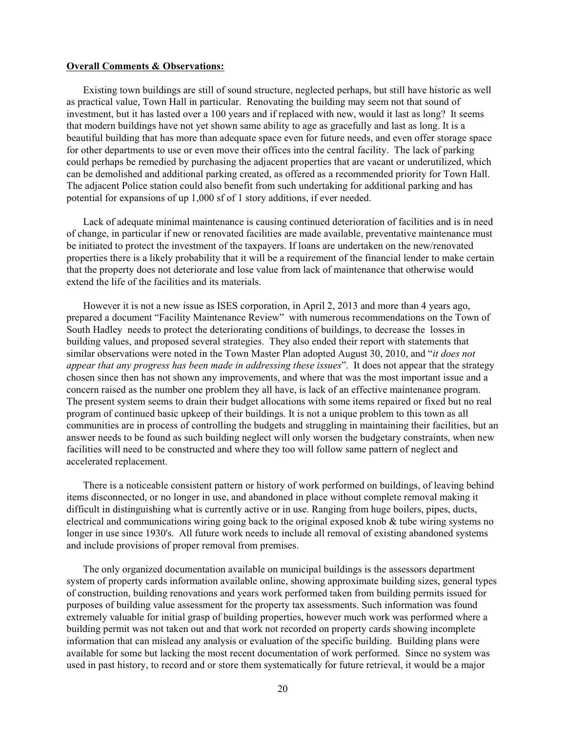**Overall Comments & Observations:**

Existing town buildings are still of sound structure, neglected perhaps, but still have historic as well as practical value, Town Hall in particular. Renovating the building may seem not that sound of investment, but it has lasted over a 100 years and if replaced with new, would it last as long? It seems that modern buildings have not yet shown same ability to age as gracefully and last as long. It is a beautiful building that has more than adequate space even for future needs, and even offer storage space for other departments to use or even move their offices into the central facility. The lack of parking could perhaps be remedied by purchasing the adjacent properties that are vacant or underutilized, which can be demolished and additional parking created, as offered as a recommended priority for Town Hall. The adjacent Police station could also benefit from such undertaking for additional parking and has potential for expansions of up 1,000 sf of 1 story additions, if ever needed.

Lack of adequate minimal maintenance is causing continued deterioration of facilities and is in need of change, in particular if new or renovated facilities are made available, preventative maintenance must be initiated to protect the investment of the taxpayers. If loans are undertaken on the new/renovated properties there is a likely probability that it will be a requirement of the financial lender to make certain that the property does not deteriorate and lose value from lack of maintenance that otherwise would extend the life of the facilities and its materials.

However it is not a new issue as ISES corporation, in April 2, 2013 and more than 4 years ago, prepared a document "Facility Maintenance Review" with numerous recommendations on the Town of South Hadley needs to protect the deteriorating conditions of buildings, to decrease the losses in building values, and proposed several strategies. They also ended their report with statements that similar observations were noted in the Town Master Plan adopted August 30, 2010, and "*it does not appear that any progress has been made in addressing these issues*". It does not appear that the strategy chosen since then has not shown any improvements, and where that was the most important issue and a concern raised as the number one problem they all have, is lack of an effective maintenance program. The present system seems to drain their budget allocations with some items repaired or fixed but no real program of continued basic upkeep of their buildings. It is not a unique problem to this town as all communities are in process of controlling the budgets and struggling in maintaining their facilities, but an answer needs to be found as such building neglect will only worsen the budgetary constraints, when new facilities will need to be constructed and where they too will follow same pattern of neglect and accelerated replacement.

There is a noticeable consistent pattern or history of work performed on buildings, of leaving behind items disconnected, or no longer in use, and abandoned in place without complete removal making it difficult in distinguishing what is currently active or in use. Ranging from huge boilers, pipes, ducts, electrical and communications wiring going back to the original exposed knob & tube wiring systems no longer in use since 1930's. All future work needs to include all removal of existing abandoned systems and include provisions of proper removal from premises.

The only organized documentation available on municipal buildings is the assessors department system of property cards information available online, showing approximate building sizes, general types of construction, building renovations and years work performed taken from building permits issued for purposes of building value assessment for the property tax assessments. Such information was found extremely valuable for initial grasp of building properties, however much work was performed where a building permit was not taken out and that work not recorded on property cards showing incomplete information that can mislead any analysis or evaluation of the specific building. Building plans were available for some but lacking the most recent documentation of work performed. Since no system was used in past history, to record and or store them systematically for future retrieval, it would be a major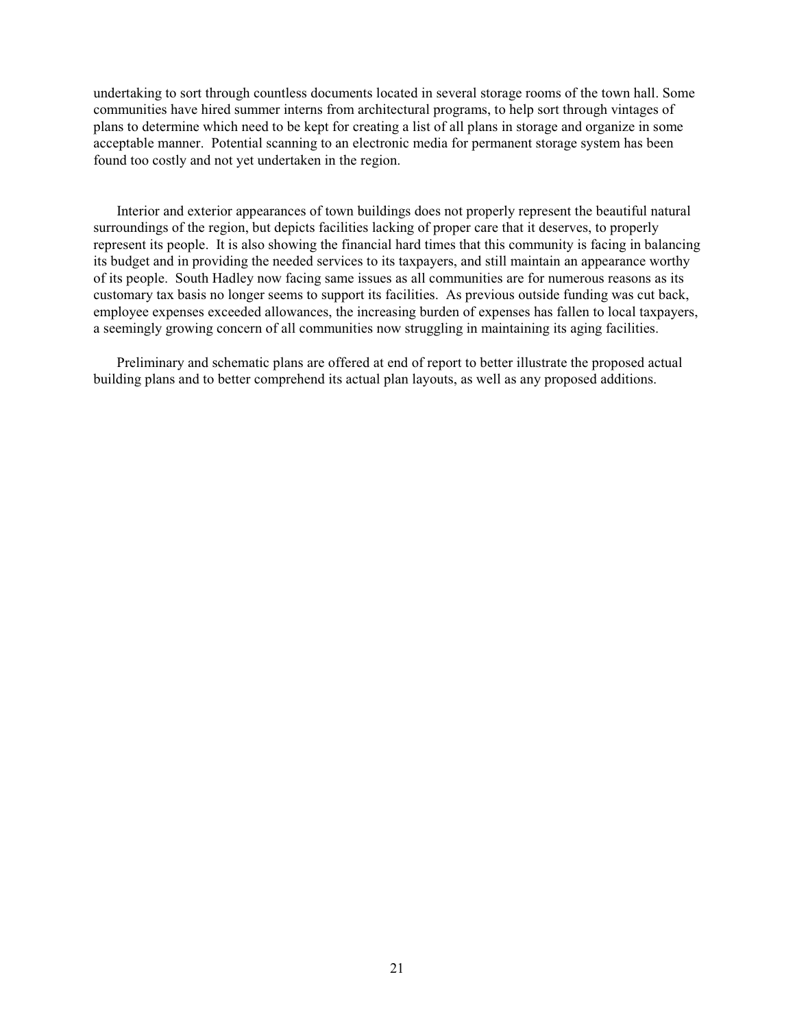undertaking to sort through countless documents located in several storage rooms of the town hall. Some communities have hired summer interns from architectural programs, to help sort through vintages of plans to determine which need to be kept for creating a list of all plans in storage and organize in some acceptable manner.  Potential scanning to an electronic media for permanent storage system has been found too costly and not yet undertaken in the region.

Interior and exterior appearances of town buildings does not properly represent the beautiful natural surroundings of the region, but depicts facilities lacking of proper care that it deserves, to properly represent its people.  It is also showing the financial hard times that this community is facing in balancing its budget and in providing the needed services to its taxpayers, and still maintain an appearance worthy of its people.  South Hadley now facing same issues as all communities are for numerous reasons as its customary tax basis no longer seems to support its facilities.  As previous outside funding was cut back, employee expenses exceeded allowances, the increasing burden of expenses has fallen to local taxpayers, a seemingly growing concern of all communities now struggling in maintaining its aging facilities.

Preliminary and schematic plans are offered at end of report to better illustrate the proposed actual building plans and to better comprehend its actual plan layouts, as well as any proposed additions.